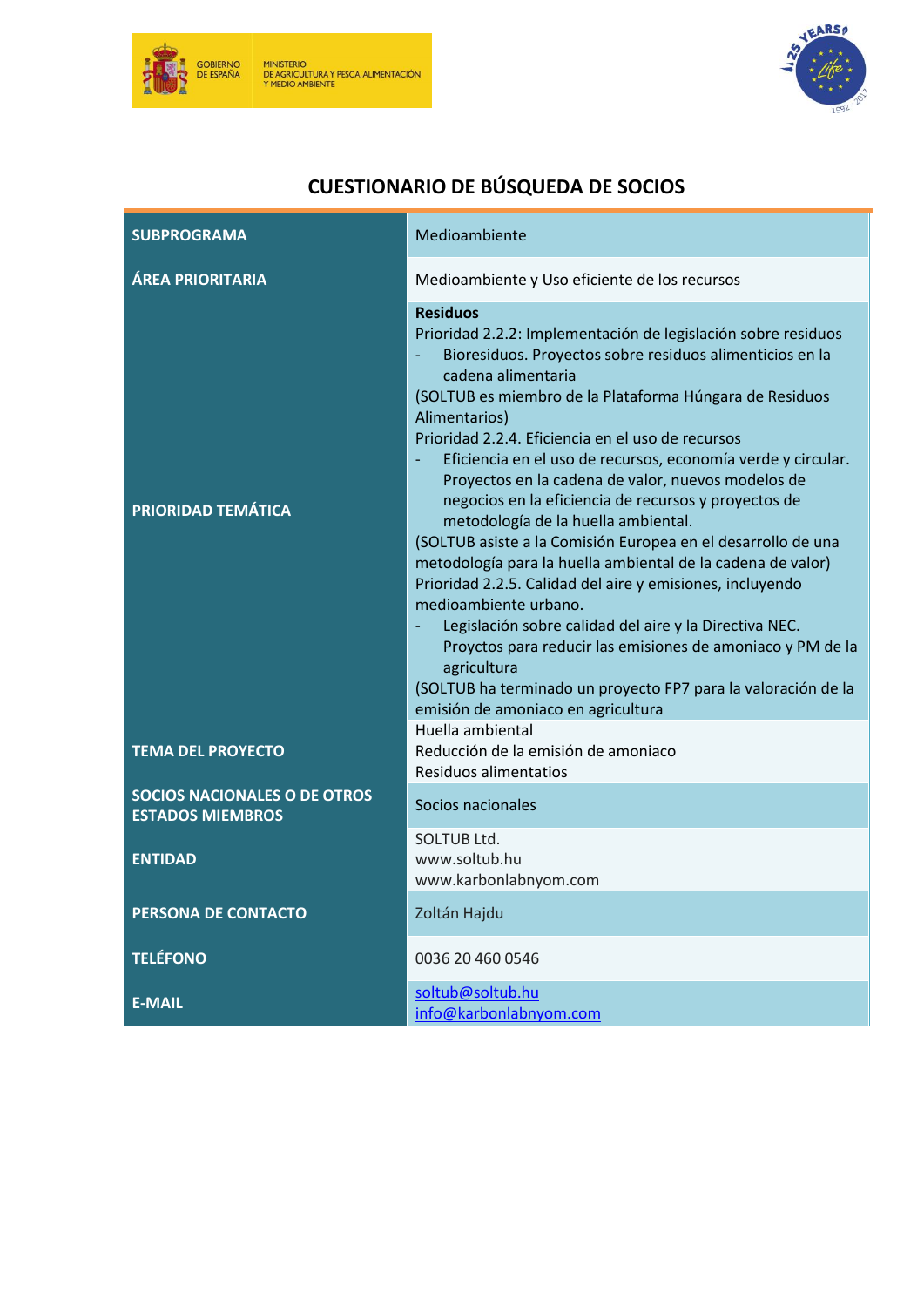# CUESTIONARIO DE BÚSQUEDA DE SOCIOS

| | |
|---|---|
| **SUBPROGRAMA** | Medioambiente |
| **ÁREA PRIORITARIA** | Medioambiente y Uso eficiente de los recursos |
| **PRIORIDAD TEMÁTICA** | **Residuos**<br>Prioridad 2.2.2: Implementación de legislación sobre residuos<br>- Bioresiduos. Proyectos sobre residuos alimenticios en la cadena alimentaria<br>(SOLTUB es miembro de la Plataforma Húngara de Residuos Alimentarios)<br>Prioridad 2.2.4. Eficiencia en el uso de recursos<br>- Eficiencia en el uso de recursos, economía verde y circular. Proyectos en la cadena de valor, nuevos modelos de negocios en la eficiencia de recursos y proyectos de metodología de la huella ambiental.<br>(SOLTUB asiste a la Comisión Europea en el desarrollo de una metodología para la huella ambiental de la cadena de valor)<br>Prioridad 2.2.5. Calidad del aire y emisiones, incluyendo medioambiente urbano.<br>- Legislación sobre calidad del aire y la Directiva NEC. Proyctos para reducir las emisiones de amoniaco y PM de la agricultura<br>(SOLTUB ha terminado un proyecto FP7 para la valoración de la emisión de amoniaco en agricultura |
| **TEMA DEL PROYECTO** | Huella ambiental<br>Reducción de la emisión de amoniaco<br>Residuos alimentatios |
| **SOCIOS NACIONALES O DE OTROS ESTADOS MIEMBROS** | Socios nacionales |
| **ENTIDAD** | SOLTUB Ltd.<br>www.soltub.hu<br>www.karbonlabnyom.com |
| **PERSONA DE CONTACTO** | Zoltán Hajdu |
| **TELÉFONO** | 0036 20 460 0546 |
| **E-MAIL** | soltub@soltub.hu<br>info@karbonlabnyom.com |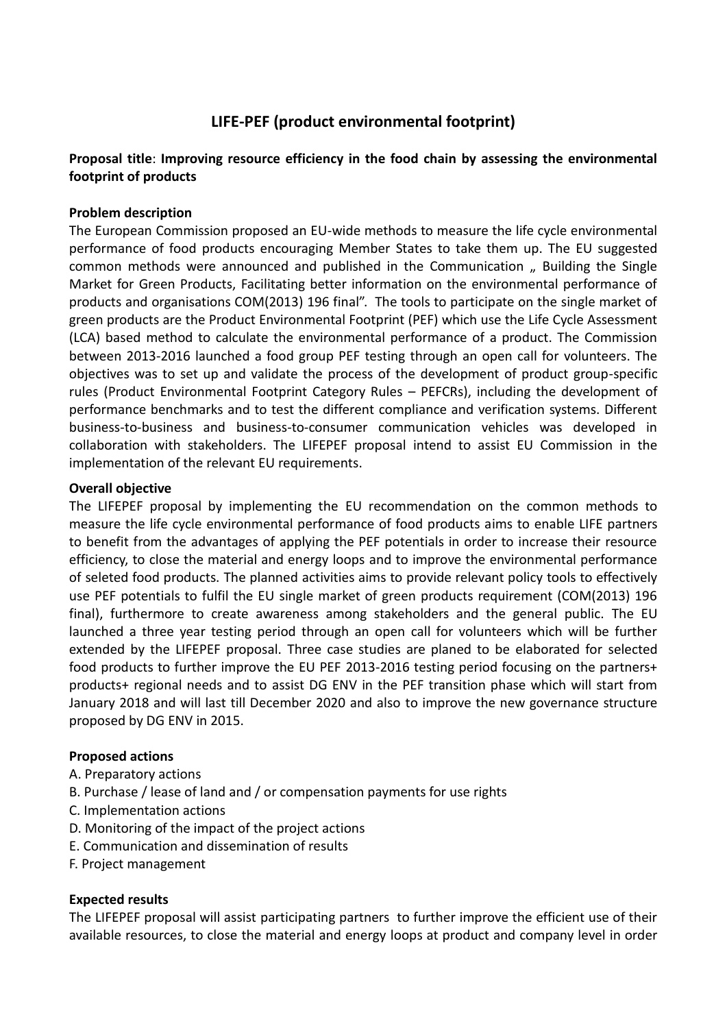## LIFE-PEF (product environmental footprint)

**Proposal title**: **Improving resource efficiency in the food chain by assessing the environmental footprint of products**

**Problem description**

The European Commission proposed an EU-wide methods to measure the life cycle environmental performance of food products encouraging Member States to take them up. The EU suggested common methods were announced and published in the Communication „ Building the Single Market for Green Products, Facilitating better information on the environmental performance of products and organisations COM(2013) 196 final". The tools to participate on the single market of green products are the Product Environmental Footprint (PEF) which use the Life Cycle Assessment (LCA) based method to calculate the environmental performance of a product. The Commission between 2013-2016 launched a food group PEF testing through an open call for volunteers. The objectives was to set up and validate the process of the development of product group-specific rules (Product Environmental Footprint Category Rules – PEFCRs), including the development of performance benchmarks and to test the different compliance and verification systems. Different business-to-business and business-to-consumer communication vehicles was developed in collaboration with stakeholders. The LIFEPEF proposal intend to assist EU Commission in the implementation of the relevant EU requirements.

**Overall objective**

The LIFEPEF proposal by implementing the EU recommendation on the common methods to measure the life cycle environmental performance of food products aims to enable LIFE partners to benefit from the advantages of applying the PEF potentials in order to increase their resource efficiency, to close the material and energy loops and to improve the environmental performance of seleted food products. The planned activities aims to provide relevant policy tools to effectively use PEF potentials to fulfil the EU single market of green products requirement (COM(2013) 196 final), furthermore to create awareness among stakeholders and the general public. The EU launched a three year testing period through an open call for volunteers which will be further extended by the LIFEPEF proposal. Three case studies are planed to be elaborated for selected food products to further improve the EU PEF 2013-2016 testing period focusing on the partners+ products+ regional needs and to assist DG ENV in the PEF transition phase which will start from January 2018 and will last till December 2020 and also to improve the new governance structure proposed by DG ENV in 2015.

**Proposed actions**

A. Preparatory actions
B. Purchase / lease of land and / or compensation payments for use rights
C. Implementation actions
D. Monitoring of the impact of the project actions
E. Communication and dissemination of results
F. Project management

**Expected results**

The LIFEPEF proposal will assist participating partners to further improve the efficient use of their available resources, to close the material and energy loops at product and company level in order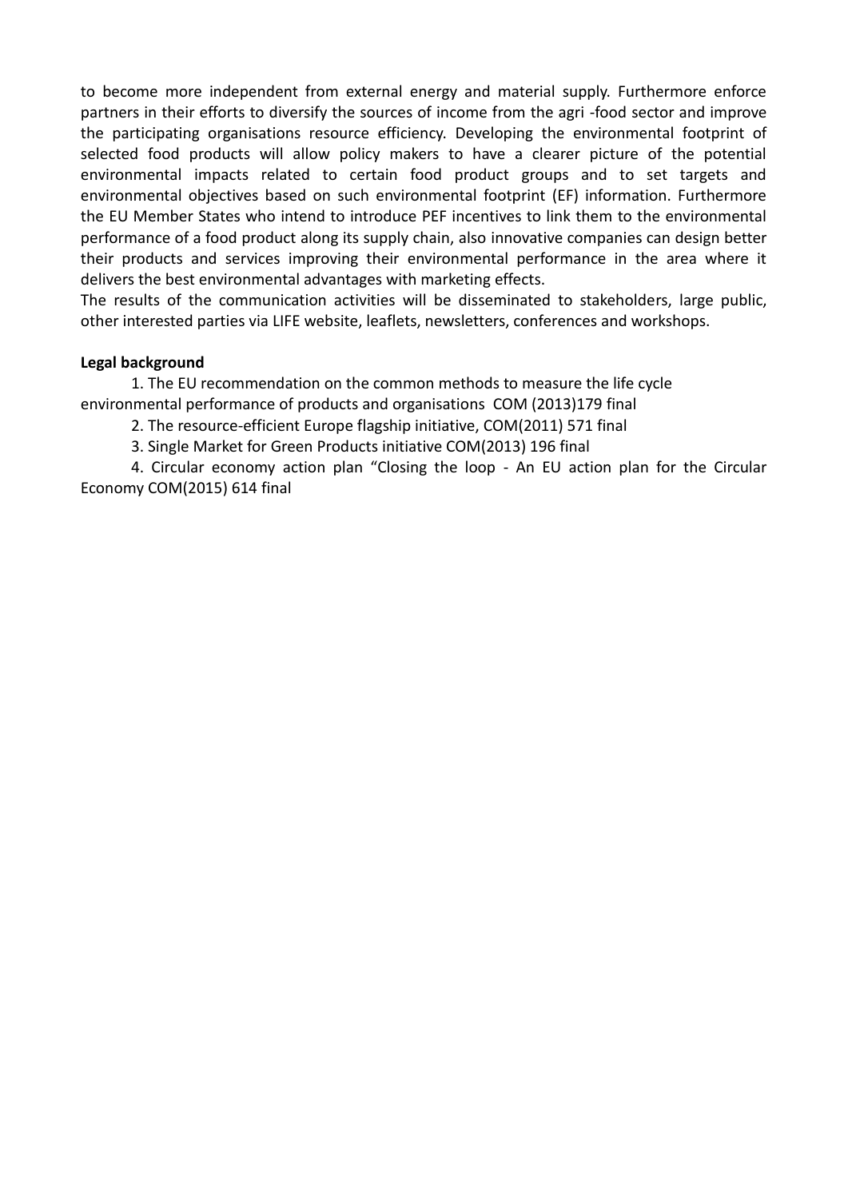to become more independent from external energy and material supply. Furthermore enforce partners in their efforts to diversify the sources of income from the agri -food sector and improve the participating organisations resource efficiency. Developing the environmental footprint of selected food products will allow policy makers to have a clearer picture of the potential environmental impacts related to certain food product groups and to set targets and environmental objectives based on such environmental footprint (EF) information. Furthermore the EU Member States who intend to introduce PEF incentives to link them to the environmental performance of a food product along its supply chain, also innovative companies can design better their products and services improving their environmental performance in the area where it delivers the best environmental advantages with marketing effects.
The results of the communication activities will be disseminated to stakeholders, large public, other interested parties via LIFE website, leaflets, newsletters, conferences and workshops.

**Legal background**

1. The EU recommendation on the common methods to measure the life cycle environmental performance of products and organisations COM (2013)179 final
2. The resource-efficient Europe flagship initiative, COM(2011) 571 final
3. Single Market for Green Products initiative COM(2013) 196 final
4. Circular economy action plan "Closing the loop - An EU action plan for the Circular Economy COM(2015) 614 final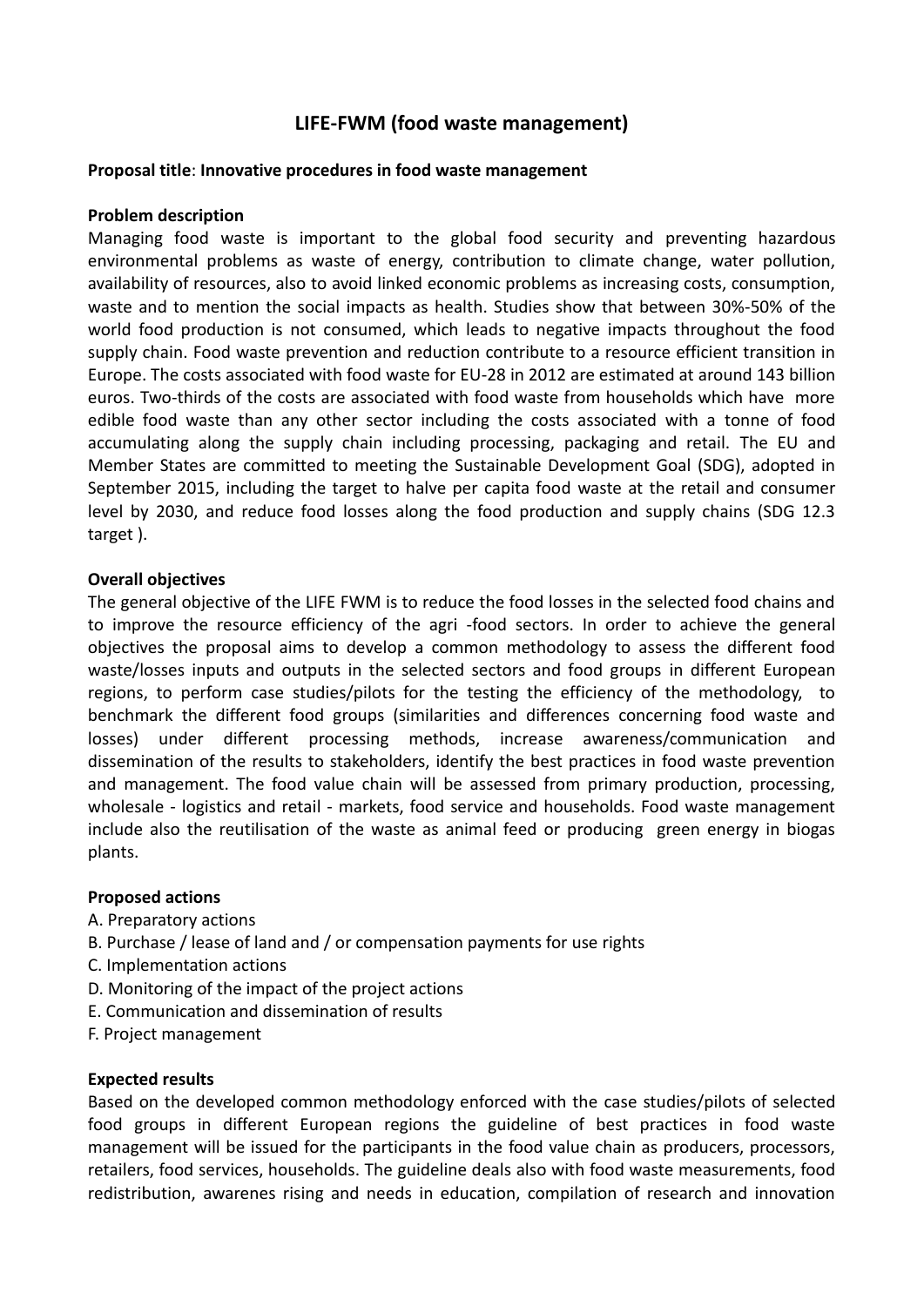# LIFE-FWM (food waste management)

**Proposal title**: **Innovative procedures in food waste management**

**Problem description**

Managing food waste is important to the global food security and preventing hazardous environmental problems as waste of energy, contribution to climate change, water pollution, availability of resources, also to avoid linked economic problems as increasing costs, consumption, waste and to mention the social impacts as health. Studies show that between 30%-50% of the world food production is not consumed, which leads to negative impacts throughout the food supply chain. Food waste prevention and reduction contribute to a resource efficient transition in Europe. The costs associated with food waste for EU-28 in 2012 are estimated at around 143 billion euros. Two-thirds of the costs are associated with food waste from households which have more edible food waste than any other sector including the costs associated with a tonne of food accumulating along the supply chain including processing, packaging and retail. The EU and Member States are committed to meeting the Sustainable Development Goal (SDG), adopted in September 2015, including the target to halve per capita food waste at the retail and consumer level by 2030, and reduce food losses along the food production and supply chains (SDG 12.3 target ).

**Overall objectives**

The general objective of the LIFE FWM is to reduce the food losses in the selected food chains and to improve the resource efficiency of the agri -food sectors. In order to achieve the general objectives the proposal aims to develop a common methodology to assess the different food waste/losses inputs and outputs in the selected sectors and food groups in different European regions, to perform case studies/pilots for the testing the efficiency of the methodology, to benchmark the different food groups (similarities and differences concerning food waste and losses) under different processing methods, increase awareness/communication and dissemination of the results to stakeholders, identify the best practices in food waste prevention and management. The food value chain will be assessed from primary production, processing, wholesale - logistics and retail - markets, food service and households. Food waste management include also the reutilisation of the waste as animal feed or producing green energy in biogas plants.

**Proposed actions**

A. Preparatory actions
B. Purchase / lease of land and / or compensation payments for use rights
C. Implementation actions
D. Monitoring of the impact of the project actions
E. Communication and dissemination of results
F. Project management

**Expected results**

Based on the developed common methodology enforced with the case studies/pilots of selected food groups in different European regions the guideline of best practices in food waste management will be issued for the participants in the food value chain as producers, processors, retailers, food services, households. The guideline deals also with food waste measurements, food redistribution, awarenes rising and needs in education, compilation of research and innovation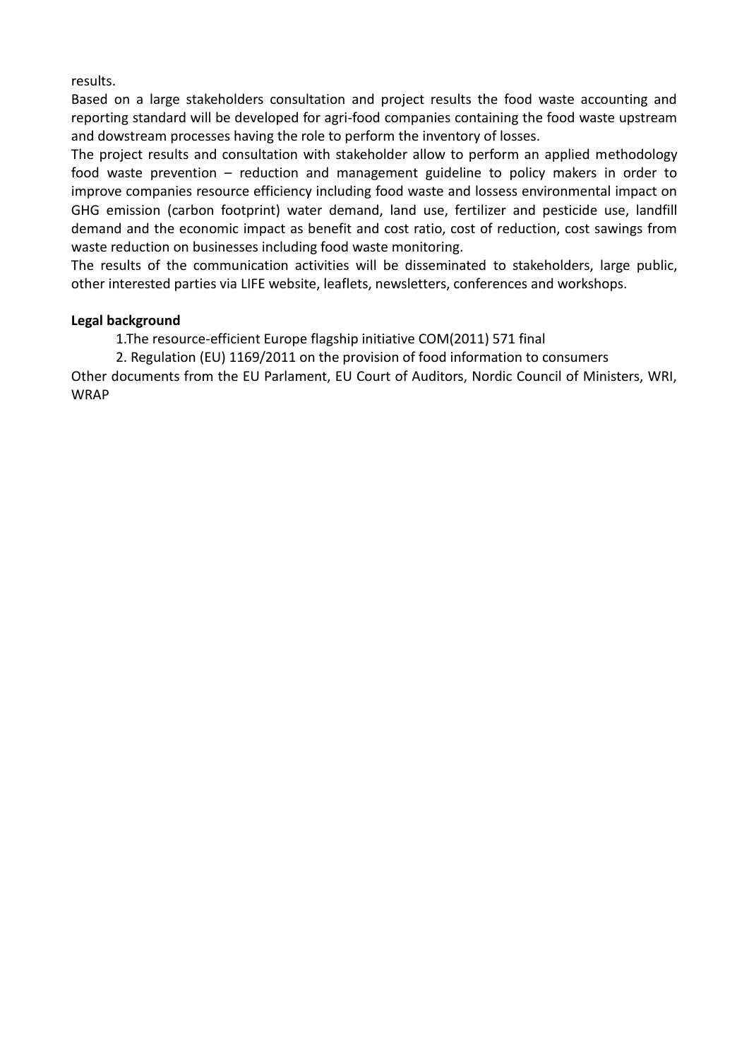results.

Based on a large stakeholders consultation and project results the food waste accounting and reporting standard will be developed for agri-food companies containing the food waste upstream and dowstream processes having the role to perform the inventory of losses.

The project results and consultation with stakeholder allow to perform an applied methodology food waste prevention – reduction and management guideline to policy makers in order to improve companies resource efficiency including food waste and lossess environmental impact on GHG emission (carbon footprint) water demand, land use, fertilizer and pesticide use, landfill demand and the economic impact as benefit and cost ratio, cost of reduction, cost sawings from waste reduction on businesses including food waste monitoring.

The results of the communication activities will be disseminated to stakeholders, large public, other interested parties via LIFE website, leaflets, newsletters, conferences and workshops.

**Legal background**

1.The resource-efficient Europe flagship initiative COM(2011) 571 final

2. Regulation (EU) 1169/2011 on the provision of food information to consumers

Other documents from the EU Parlament, EU Court of Auditors, Nordic Council of Ministers, WRI, WRAP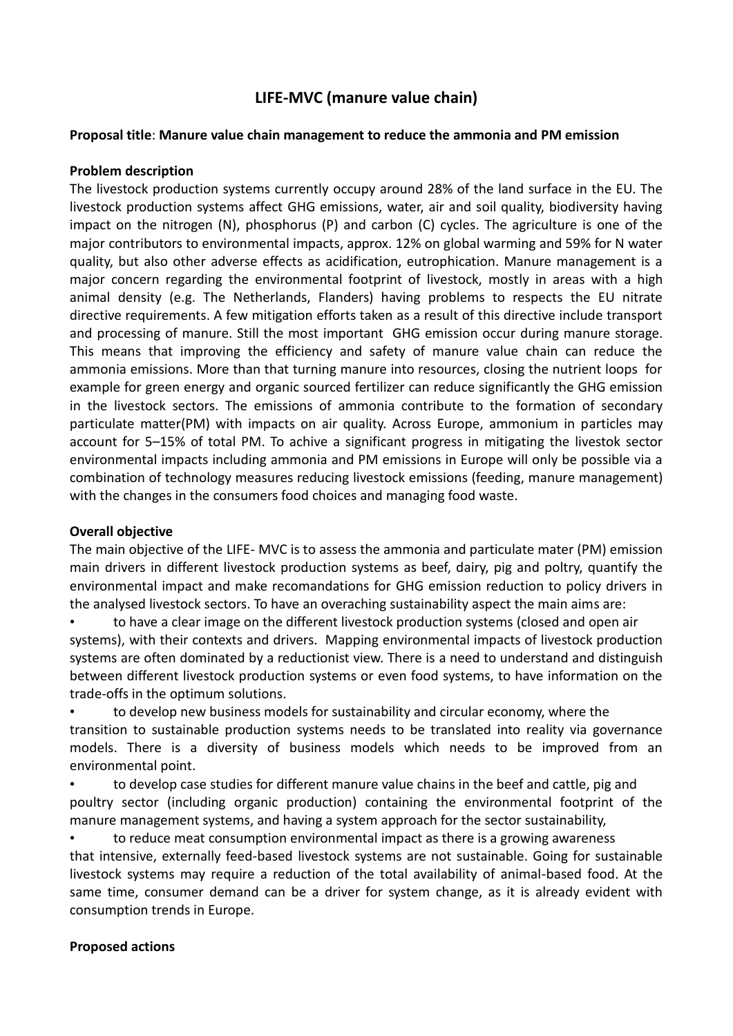## LIFE-MVC (manure value chain)

**Proposal title**: **Manure value chain management to reduce the ammonia and PM emission**

**Problem description**

The livestock production systems currently occupy around 28% of the land surface in the EU. The livestock production systems affect GHG emissions, water, air and soil quality, biodiversity having impact on the nitrogen (N), phosphorus (P) and carbon (C) cycles. The agriculture is one of the major contributors to environmental impacts, approx. 12% on global warming and 59% for N water quality, but also other adverse effects as acidification, eutrophication. Manure management is a major concern regarding the environmental footprint of livestock, mostly in areas with a high animal density (e.g. The Netherlands, Flanders) having problems to respects the EU nitrate directive requirements. A few mitigation efforts taken as a result of this directive include transport and processing of manure. Still the most important GHG emission occur during manure storage. This means that improving the efficiency and safety of manure value chain can reduce the ammonia emissions. More than that turning manure into resources, closing the nutrient loops for example for green energy and organic sourced fertilizer can reduce significantly the GHG emission in the livestock sectors. The emissions of ammonia contribute to the formation of secondary particulate matter(PM) with impacts on air quality. Across Europe, ammonium in particles may account for 5–15% of total PM. To achive a significant progress in mitigating the livestok sector environmental impacts including ammonia and PM emissions in Europe will only be possible via a combination of technology measures reducing livestock emissions (feeding, manure management) with the changes in the consumers food choices and managing food waste.

**Overall objective**

The main objective of the LIFE- MVC is to assess the ammonia and particulate mater (PM) emission main drivers in different livestock production systems as beef, dairy, pig and poltry, quantify the environmental impact and make recomandations for GHG emission reduction to policy drivers in the analysed livestock sectors. To have an overaching sustainability aspect the main aims are:

- to have a clear image on the different livestock production systems (closed and open air systems), with their contexts and drivers. Mapping environmental impacts of livestock production systems are often dominated by a reductionist view. There is a need to understand and distinguish between different livestock production systems or even food systems, to have information on the trade-offs in the optimum solutions.
- to develop new business models for sustainability and circular economy, where the transition to sustainable production systems needs to be translated into reality via governance models. There is a diversity of business models which needs to be improved from an environmental point.
- to develop case studies for different manure value chains in the beef and cattle, pig and poultry sector (including organic production) containing the environmental footprint of the manure management systems, and having a system approach for the sector sustainability,
- to reduce meat consumption environmental impact as there is a growing awareness that intensive, externally feed-based livestock systems are not sustainable. Going for sustainable livestock systems may require a reduction of the total availability of animal-based food. At the same time, consumer demand can be a driver for system change, as it is already evident with consumption trends in Europe.

**Proposed actions**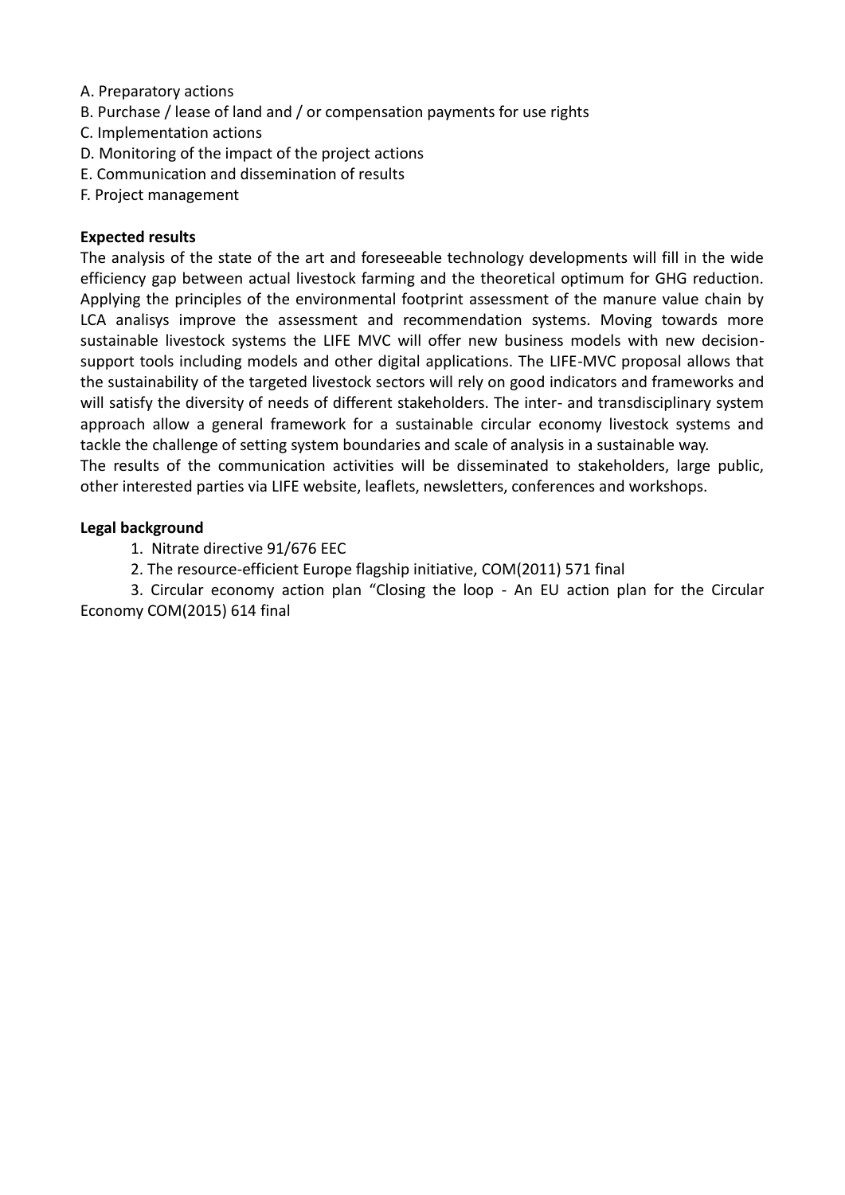A. Preparatory actions
B. Purchase / lease of land and / or compensation payments for use rights
C. Implementation actions
D. Monitoring of the impact of the project actions
E. Communication and dissemination of results
F. Project management

**Expected results**

The analysis of the state of the art and foreseeable technology developments will fill in the wide efficiency gap between actual livestock farming and the theoretical optimum for GHG reduction. Applying the principles of the environmental footprint assessment of the manure value chain by LCA analisys improve the assessment and recommendation systems. Moving towards more sustainable livestock systems the LIFE MVC will offer new business models with new decision-support tools including models and other digital applications. The LIFE-MVC proposal allows that the sustainability of the targeted livestock sectors will rely on good indicators and frameworks and will satisfy the diversity of needs of different stakeholders. The inter- and transdisciplinary system approach allow a general framework for a sustainable circular economy livestock systems and tackle the challenge of setting system boundaries and scale of analysis in a sustainable way.
The results of the communication activities will be disseminated to stakeholders, large public, other interested parties via LIFE website, leaflets, newsletters, conferences and workshops.

**Legal background**

1. Nitrate directive 91/676 EEC
2. The resource-efficient Europe flagship initiative, COM(2011) 571 final
3. Circular economy action plan "Closing the loop - An EU action plan for the Circular Economy COM(2015) 614 final